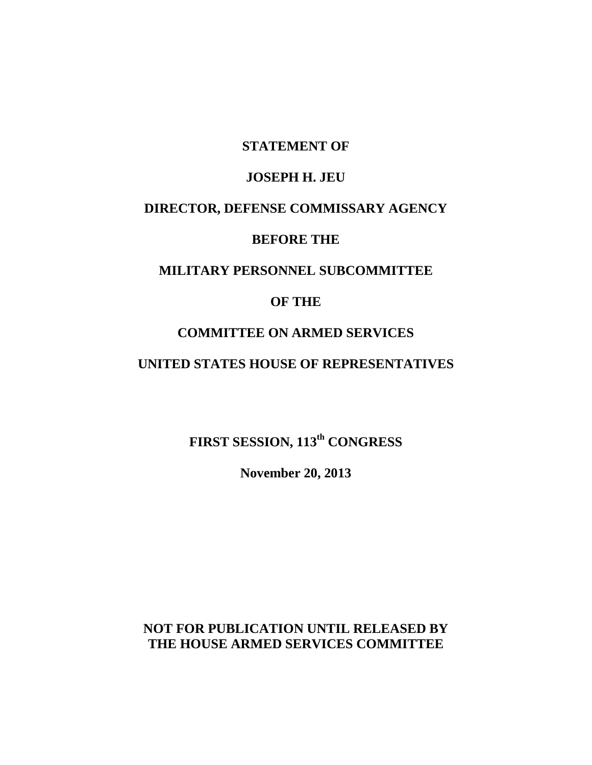**STATEMENT OF**

**JOSEPH H. JEU**

**DIRECTOR, DEFENSE COMMISSARY AGENCY**

**BEFORE THE**

**MILITARY PERSONNEL SUBCOMMITTEE**

**OF THE**

**COMMITTEE ON ARMED SERVICES**

**UNITED STATES HOUSE OF REPRESENTATIVES**

**FIRST SESSION, 113th CONGRESS**

**November 20, 2013**

**NOT FOR PUBLICATION UNTIL RELEASED BY THE HOUSE ARMED SERVICES COMMITTEE**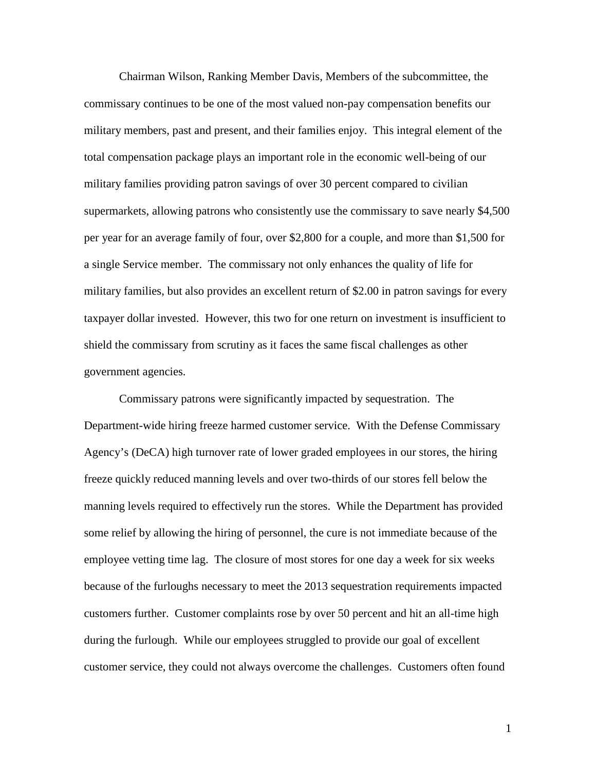Chairman Wilson, Ranking Member Davis, Members of the subcommittee, the commissary continues to be one of the most valued non-pay compensation benefits our military members, past and present, and their families enjoy. This integral element of the total compensation package plays an important role in the economic well-being of our military families providing patron savings of over 30 percent compared to civilian supermarkets, allowing patrons who consistently use the commissary to save nearly $4,500 per year for an average family of four, over $2,800 for a couple, and more than $1,500 for a single Service member. The commissary not only enhances the quality of life for military families, but also provides an excellent return of $2.00 in patron savings for every taxpayer dollar invested. However, this two for one return on investment is insufficient to shield the commissary from scrutiny as it faces the same fiscal challenges as other government agencies.

Commissary patrons were significantly impacted by sequestration. The Department-wide hiring freeze harmed customer service. With the Defense Commissary Agency's (DeCA) high turnover rate of lower graded employees in our stores, the hiring freeze quickly reduced manning levels and over two-thirds of our stores fell below the manning levels required to effectively run the stores. While the Department has provided some relief by allowing the hiring of personnel, the cure is not immediate because of the employee vetting time lag. The closure of most stores for one day a week for six weeks because of the furloughs necessary to meet the 2013 sequestration requirements impacted customers further. Customer complaints rose by over 50 percent and hit an all-time high during the furlough. While our employees struggled to provide our goal of excellent customer service, they could not always overcome the challenges. Customers often found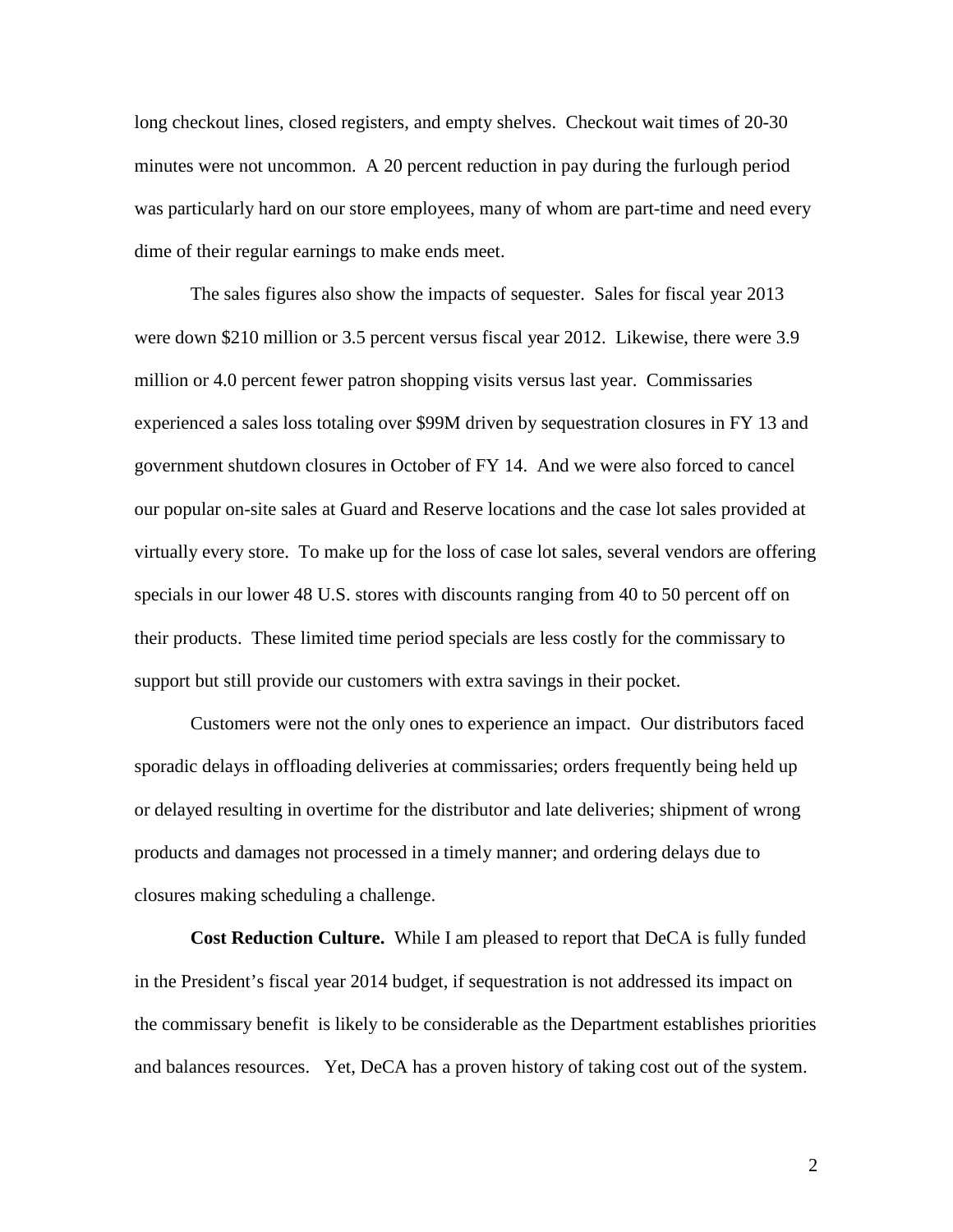long checkout lines, closed registers, and empty shelves. Checkout wait times of 20-30 minutes were not uncommon. A 20 percent reduction in pay during the furlough period was particularly hard on our store employees, many of whom are part-time and need every dime of their regular earnings to make ends meet.

The sales figures also show the impacts of sequester. Sales for fiscal year 2013 were down $210 million or 3.5 percent versus fiscal year 2012. Likewise, there were 3.9 million or 4.0 percent fewer patron shopping visits versus last year. Commissaries experienced a sales loss totaling over $99M driven by sequestration closures in FY 13 and government shutdown closures in October of FY 14. And we were also forced to cancel our popular on-site sales at Guard and Reserve locations and the case lot sales provided at virtually every store. To make up for the loss of case lot sales, several vendors are offering specials in our lower 48 U.S. stores with discounts ranging from 40 to 50 percent off on their products. These limited time period specials are less costly for the commissary to support but still provide our customers with extra savings in their pocket.

Customers were not the only ones to experience an impact. Our distributors faced sporadic delays in offloading deliveries at commissaries; orders frequently being held up or delayed resulting in overtime for the distributor and late deliveries; shipment of wrong products and damages not processed in a timely manner; and ordering delays due to closures making scheduling a challenge.

**Cost Reduction Culture.** While I am pleased to report that DeCA is fully funded in the President's fiscal year 2014 budget, if sequestration is not addressed its impact on the commissary benefit is likely to be considerable as the Department establishes priorities and balances resources. Yet, DeCA has a proven history of taking cost out of the system.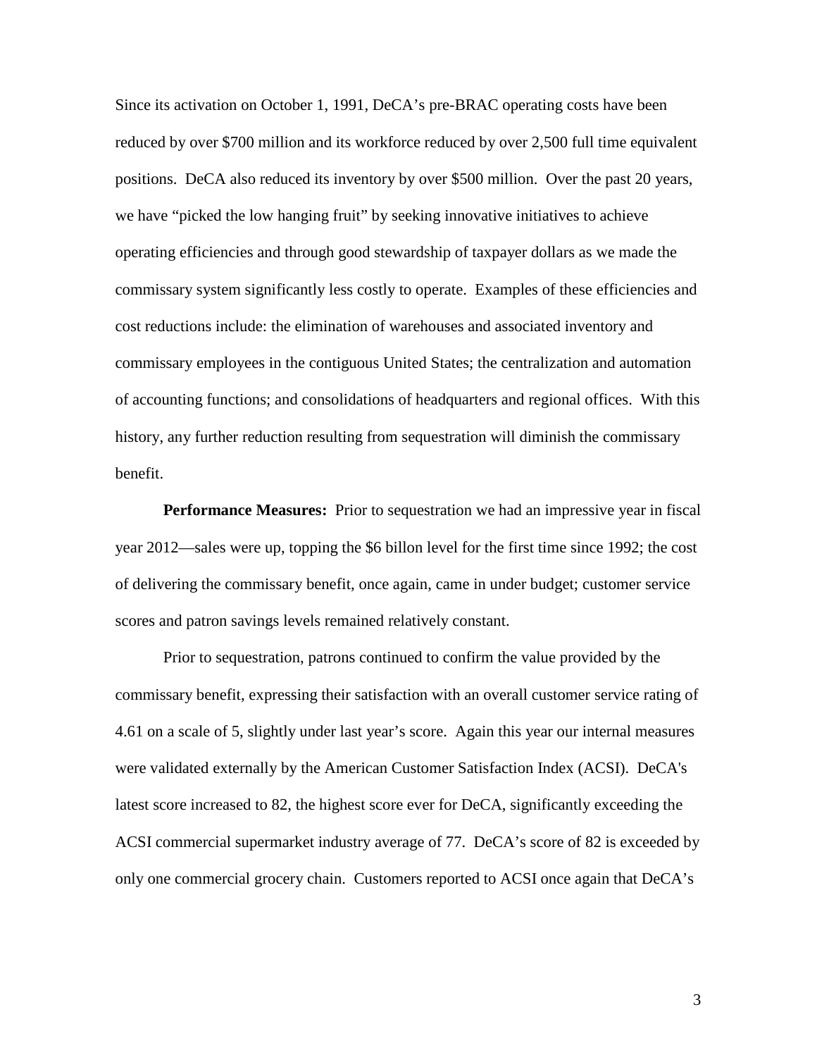Since its activation on October 1, 1991, DeCA's pre-BRAC operating costs have been reduced by over $700 million and its workforce reduced by over 2,500 full time equivalent positions. DeCA also reduced its inventory by over $500 million. Over the past 20 years, we have "picked the low hanging fruit" by seeking innovative initiatives to achieve operating efficiencies and through good stewardship of taxpayer dollars as we made the commissary system significantly less costly to operate. Examples of these efficiencies and cost reductions include: the elimination of warehouses and associated inventory and commissary employees in the contiguous United States; the centralization and automation of accounting functions; and consolidations of headquarters and regional offices. With this history, any further reduction resulting from sequestration will diminish the commissary benefit.

**Performance Measures:** Prior to sequestration we had an impressive year in fiscal year 2012—sales were up, topping the $6 billon level for the first time since 1992; the cost of delivering the commissary benefit, once again, came in under budget; customer service scores and patron savings levels remained relatively constant.

Prior to sequestration, patrons continued to confirm the value provided by the commissary benefit, expressing their satisfaction with an overall customer service rating of 4.61 on a scale of 5, slightly under last year's score. Again this year our internal measures were validated externally by the American Customer Satisfaction Index (ACSI). DeCA's latest score increased to 82, the highest score ever for DeCA, significantly exceeding the ACSI commercial supermarket industry average of 77. DeCA's score of 82 is exceeded by only one commercial grocery chain. Customers reported to ACSI once again that DeCA's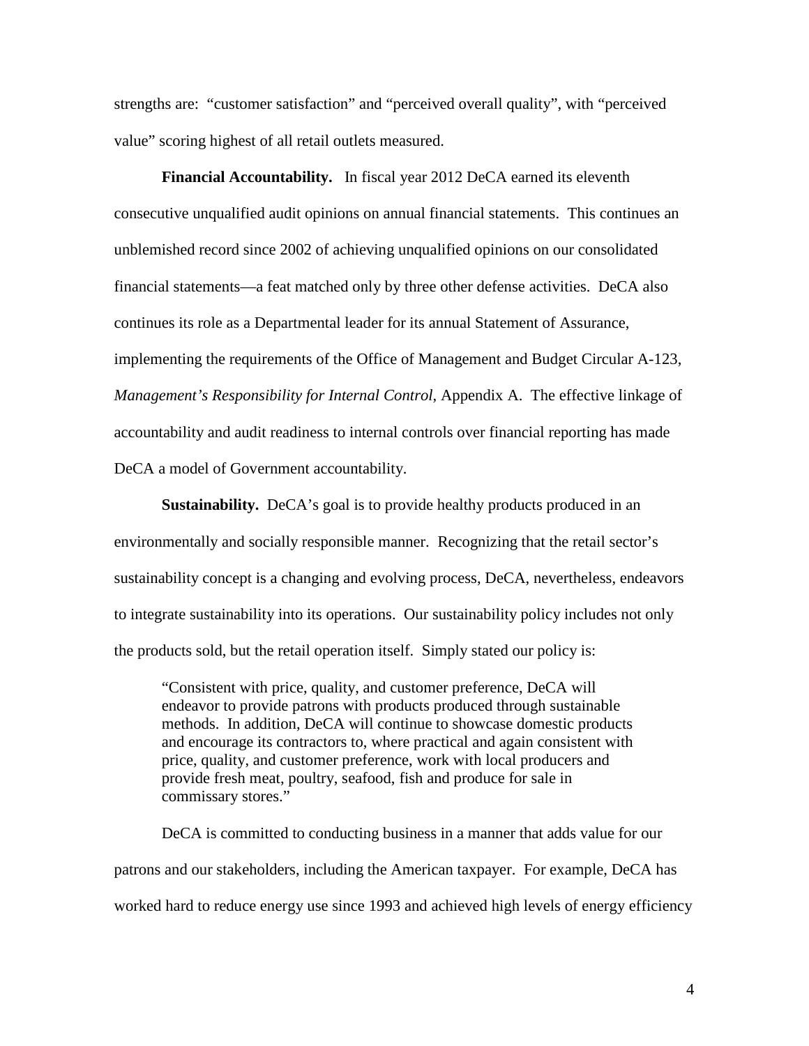strengths are: "customer satisfaction" and "perceived overall quality", with "perceived value" scoring highest of all retail outlets measured.

**Financial Accountability.** In fiscal year 2012 DeCA earned its eleventh consecutive unqualified audit opinions on annual financial statements. This continues an unblemished record since 2002 of achieving unqualified opinions on our consolidated financial statements—a feat matched only by three other defense activities. DeCA also continues its role as a Departmental leader for its annual Statement of Assurance, implementing the requirements of the Office of Management and Budget Circular A-123, *Management's Responsibility for Internal Control,* Appendix A. The effective linkage of accountability and audit readiness to internal controls over financial reporting has made DeCA a model of Government accountability.

**Sustainability.** DeCA's goal is to provide healthy products produced in an environmentally and socially responsible manner. Recognizing that the retail sector's sustainability concept is a changing and evolving process, DeCA, nevertheless, endeavors to integrate sustainability into its operations. Our sustainability policy includes not only the products sold, but the retail operation itself. Simply stated our policy is:

> "Consistent with price, quality, and customer preference, DeCA will endeavor to provide patrons with products produced through sustainable methods. In addition, DeCA will continue to showcase domestic products and encourage its contractors to, where practical and again consistent with price, quality, and customer preference, work with local producers and provide fresh meat, poultry, seafood, fish and produce for sale in commissary stores."

DeCA is committed to conducting business in a manner that adds value for our patrons and our stakeholders, including the American taxpayer. For example, DeCA has worked hard to reduce energy use since 1993 and achieved high levels of energy efficiency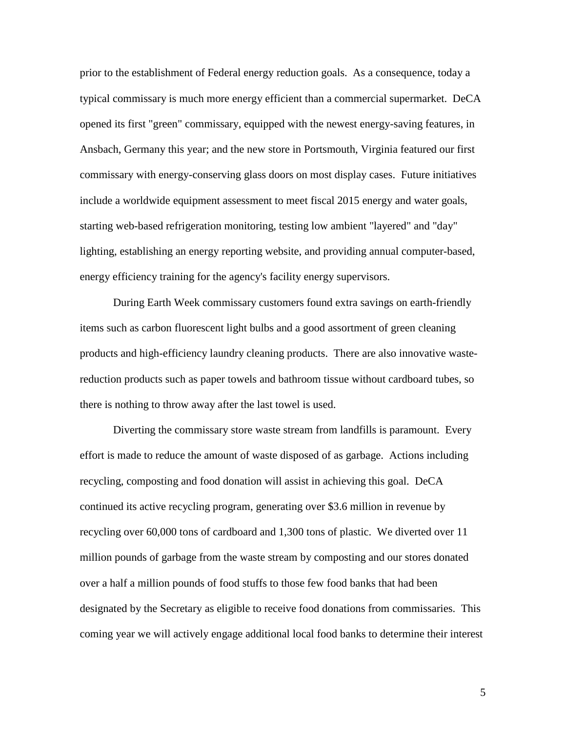prior to the establishment of Federal energy reduction goals. As a consequence, today a typical commissary is much more energy efficient than a commercial supermarket. DeCA opened its first "green" commissary, equipped with the newest energy-saving features, in Ansbach, Germany this year; and the new store in Portsmouth, Virginia featured our first commissary with energy-conserving glass doors on most display cases. Future initiatives include a worldwide equipment assessment to meet fiscal 2015 energy and water goals, starting web-based refrigeration monitoring, testing low ambient "layered" and "day" lighting, establishing an energy reporting website, and providing annual computer-based, energy efficiency training for the agency's facility energy supervisors.

During Earth Week commissary customers found extra savings on earth-friendly items such as carbon fluorescent light bulbs and a good assortment of green cleaning products and high-efficiency laundry cleaning products. There are also innovative waste-reduction products such as paper towels and bathroom tissue without cardboard tubes, so there is nothing to throw away after the last towel is used.

Diverting the commissary store waste stream from landfills is paramount. Every effort is made to reduce the amount of waste disposed of as garbage. Actions including recycling, composting and food donation will assist in achieving this goal. DeCA continued its active recycling program, generating over $3.6 million in revenue by recycling over 60,000 tons of cardboard and 1,300 tons of plastic. We diverted over 11 million pounds of garbage from the waste stream by composting and our stores donated over a half a million pounds of food stuffs to those few food banks that had been designated by the Secretary as eligible to receive food donations from commissaries. This coming year we will actively engage additional local food banks to determine their interest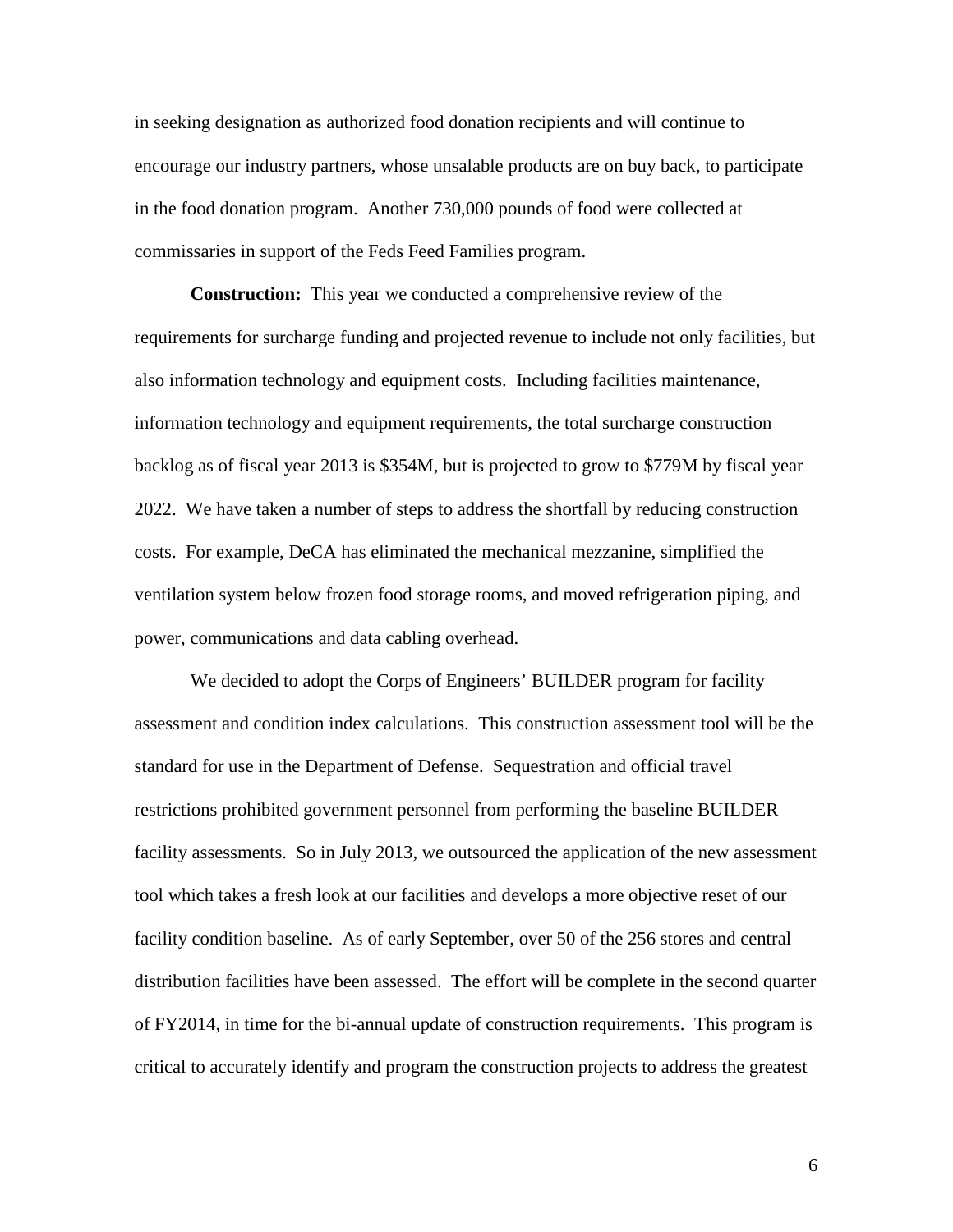in seeking designation as authorized food donation recipients and will continue to encourage our industry partners, whose unsalable products are on buy back, to participate in the food donation program. Another 730,000 pounds of food were collected at commissaries in support of the Feds Feed Families program.

**Construction:** This year we conducted a comprehensive review of the requirements for surcharge funding and projected revenue to include not only facilities, but also information technology and equipment costs. Including facilities maintenance, information technology and equipment requirements, the total surcharge construction backlog as of fiscal year 2013 is $354M, but is projected to grow to $779M by fiscal year 2022. We have taken a number of steps to address the shortfall by reducing construction costs. For example, DeCA has eliminated the mechanical mezzanine, simplified the ventilation system below frozen food storage rooms, and moved refrigeration piping, and power, communications and data cabling overhead.

We decided to adopt the Corps of Engineers' BUILDER program for facility assessment and condition index calculations. This construction assessment tool will be the standard for use in the Department of Defense. Sequestration and official travel restrictions prohibited government personnel from performing the baseline BUILDER facility assessments. So in July 2013, we outsourced the application of the new assessment tool which takes a fresh look at our facilities and develops a more objective reset of our facility condition baseline. As of early September, over 50 of the 256 stores and central distribution facilities have been assessed. The effort will be complete in the second quarter of FY2014, in time for the bi-annual update of construction requirements. This program is critical to accurately identify and program the construction projects to address the greatest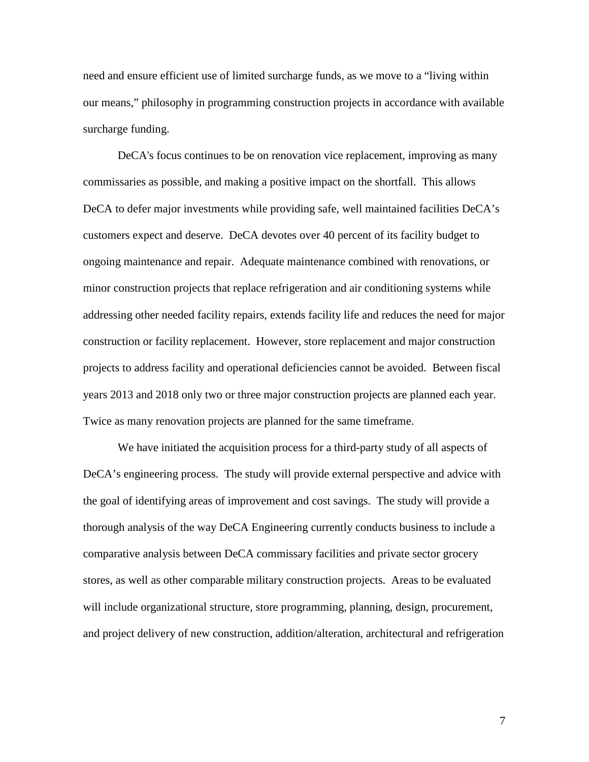need and ensure efficient use of limited surcharge funds, as we move to a "living within our means," philosophy in programming construction projects in accordance with available surcharge funding.

DeCA's focus continues to be on renovation vice replacement, improving as many commissaries as possible, and making a positive impact on the shortfall. This allows DeCA to defer major investments while providing safe, well maintained facilities DeCA's customers expect and deserve. DeCA devotes over 40 percent of its facility budget to ongoing maintenance and repair. Adequate maintenance combined with renovations, or minor construction projects that replace refrigeration and air conditioning systems while addressing other needed facility repairs, extends facility life and reduces the need for major construction or facility replacement. However, store replacement and major construction projects to address facility and operational deficiencies cannot be avoided. Between fiscal years 2013 and 2018 only two or three major construction projects are planned each year. Twice as many renovation projects are planned for the same timeframe.

We have initiated the acquisition process for a third-party study of all aspects of DeCA's engineering process. The study will provide external perspective and advice with the goal of identifying areas of improvement and cost savings. The study will provide a thorough analysis of the way DeCA Engineering currently conducts business to include a comparative analysis between DeCA commissary facilities and private sector grocery stores, as well as other comparable military construction projects. Areas to be evaluated will include organizational structure, store programming, planning, design, procurement, and project delivery of new construction, addition/alteration, architectural and refrigeration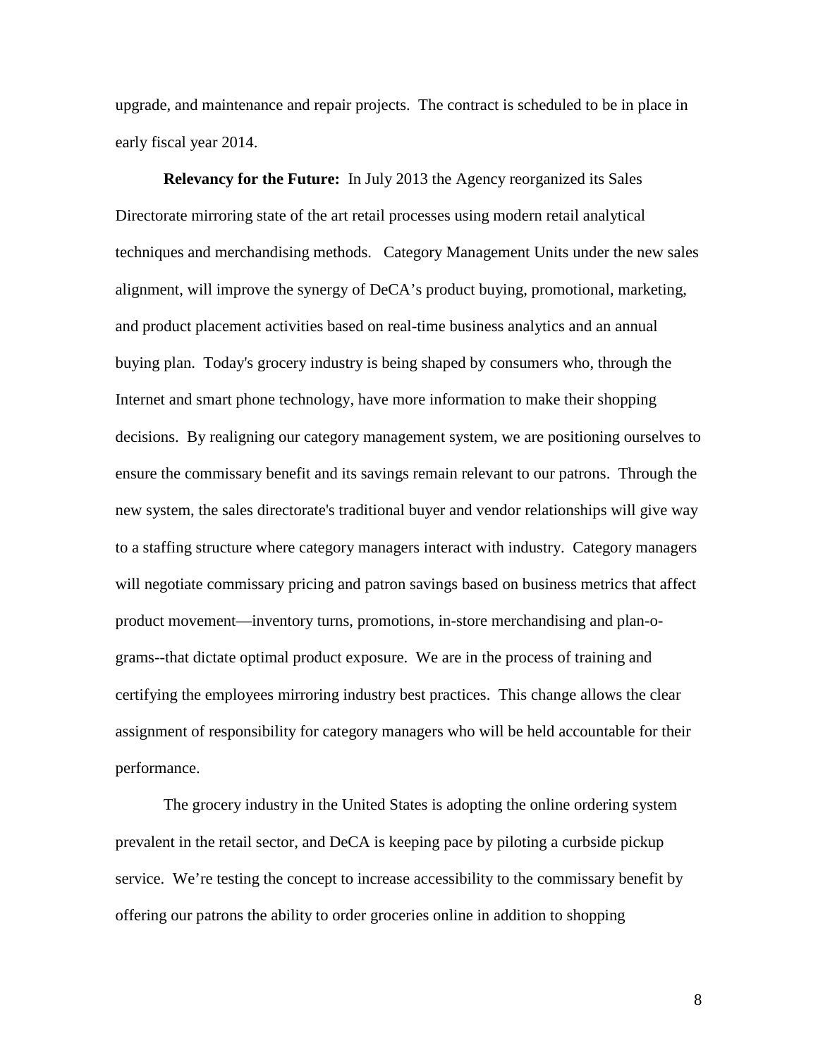upgrade, and maintenance and repair projects. The contract is scheduled to be in place in early fiscal year 2014.

**Relevancy for the Future:** In July 2013 the Agency reorganized its Sales Directorate mirroring state of the art retail processes using modern retail analytical techniques and merchandising methods. Category Management Units under the new sales alignment, will improve the synergy of DeCA's product buying, promotional, marketing, and product placement activities based on real-time business analytics and an annual buying plan. Today's grocery industry is being shaped by consumers who, through the Internet and smart phone technology, have more information to make their shopping decisions. By realigning our category management system, we are positioning ourselves to ensure the commissary benefit and its savings remain relevant to our patrons. Through the new system, the sales directorate's traditional buyer and vendor relationships will give way to a staffing structure where category managers interact with industry. Category managers will negotiate commissary pricing and patron savings based on business metrics that affect product movement—inventory turns, promotions, in-store merchandising and plan-o-grams--that dictate optimal product exposure. We are in the process of training and certifying the employees mirroring industry best practices. This change allows the clear assignment of responsibility for category managers who will be held accountable for their performance.

The grocery industry in the United States is adopting the online ordering system prevalent in the retail sector, and DeCA is keeping pace by piloting a curbside pickup service. We're testing the concept to increase accessibility to the commissary benefit by offering our patrons the ability to order groceries online in addition to shopping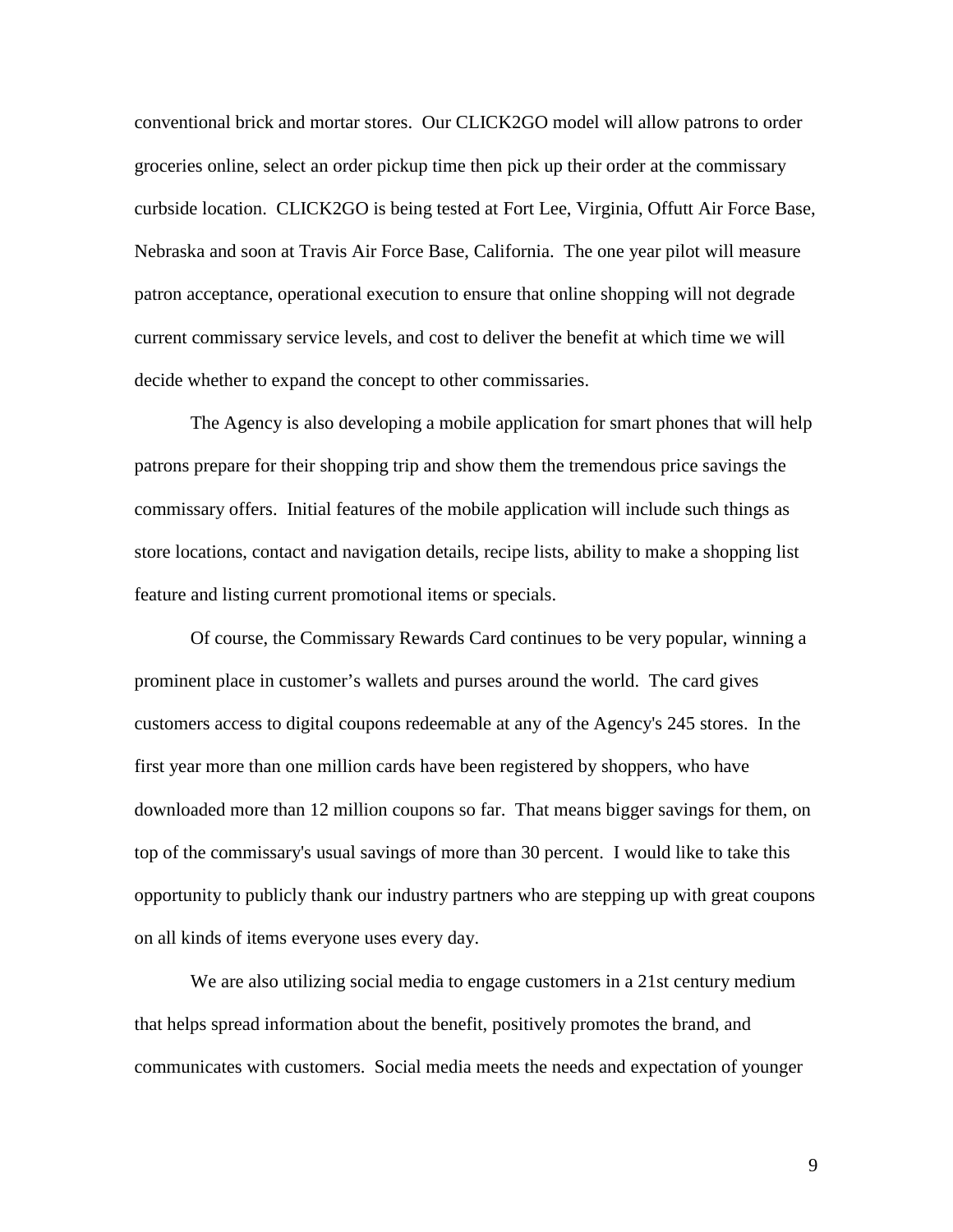conventional brick and mortar stores. Our CLICK2GO model will allow patrons to order groceries online, select an order pickup time then pick up their order at the commissary curbside location. CLICK2GO is being tested at Fort Lee, Virginia, Offutt Air Force Base, Nebraska and soon at Travis Air Force Base, California. The one year pilot will measure patron acceptance, operational execution to ensure that online shopping will not degrade current commissary service levels, and cost to deliver the benefit at which time we will decide whether to expand the concept to other commissaries.

The Agency is also developing a mobile application for smart phones that will help patrons prepare for their shopping trip and show them the tremendous price savings the commissary offers. Initial features of the mobile application will include such things as store locations, contact and navigation details, recipe lists, ability to make a shopping list feature and listing current promotional items or specials.

Of course, the Commissary Rewards Card continues to be very popular, winning a prominent place in customer's wallets and purses around the world. The card gives customers access to digital coupons redeemable at any of the Agency's 245 stores. In the first year more than one million cards have been registered by shoppers, who have downloaded more than 12 million coupons so far. That means bigger savings for them, on top of the commissary's usual savings of more than 30 percent. I would like to take this opportunity to publicly thank our industry partners who are stepping up with great coupons on all kinds of items everyone uses every day.

We are also utilizing social media to engage customers in a 21st century medium that helps spread information about the benefit, positively promotes the brand, and communicates with customers. Social media meets the needs and expectation of younger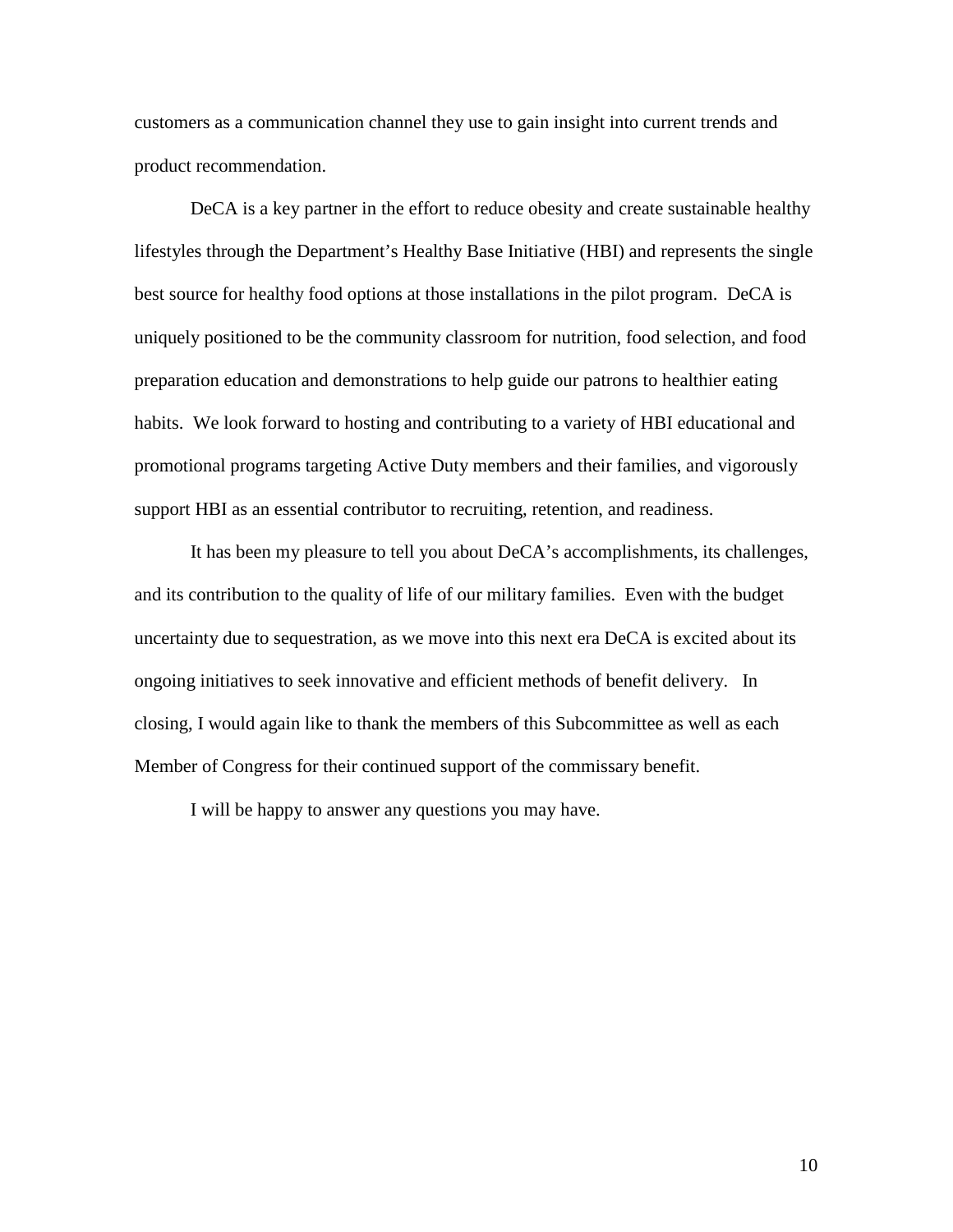customers as a communication channel they use to gain insight into current trends and product recommendation.

DeCA is a key partner in the effort to reduce obesity and create sustainable healthy lifestyles through the Department's Healthy Base Initiative (HBI) and represents the single best source for healthy food options at those installations in the pilot program. DeCA is uniquely positioned to be the community classroom for nutrition, food selection, and food preparation education and demonstrations to help guide our patrons to healthier eating habits. We look forward to hosting and contributing to a variety of HBI educational and promotional programs targeting Active Duty members and their families, and vigorously support HBI as an essential contributor to recruiting, retention, and readiness.

It has been my pleasure to tell you about DeCA's accomplishments, its challenges, and its contribution to the quality of life of our military families. Even with the budget uncertainty due to sequestration, as we move into this next era DeCA is excited about its ongoing initiatives to seek innovative and efficient methods of benefit delivery. In closing, I would again like to thank the members of this Subcommittee as well as each Member of Congress for their continued support of the commissary benefit.

I will be happy to answer any questions you may have.